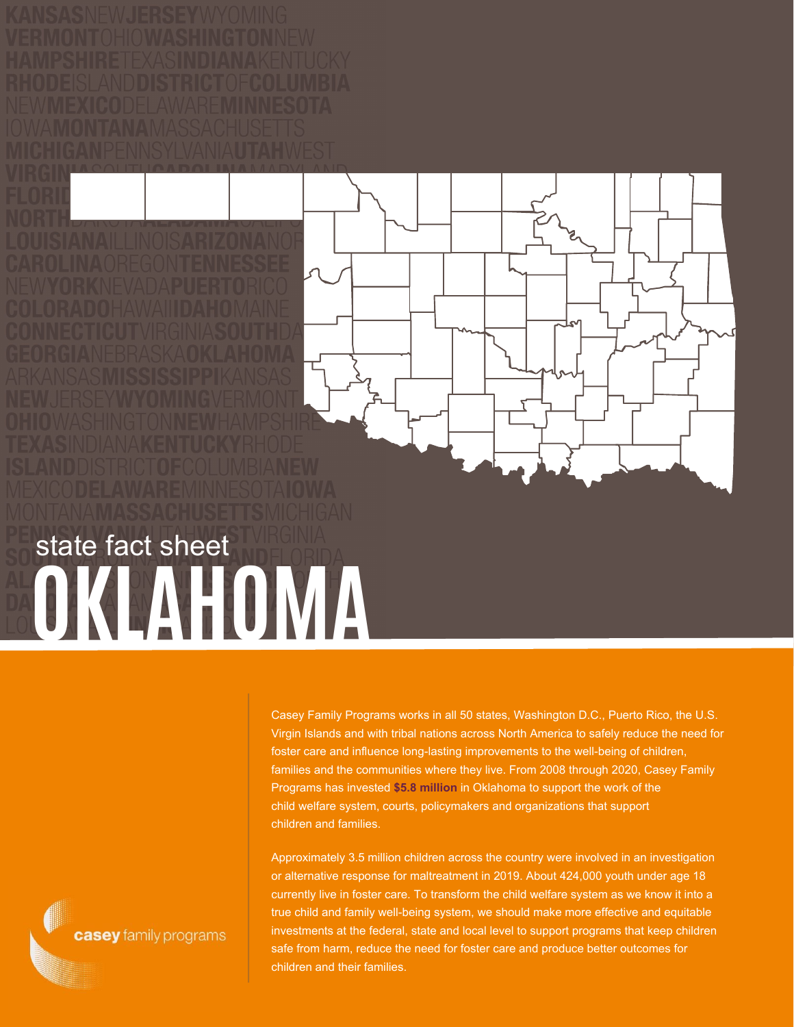state fact sheet

# OKLAHOMA

Casey Family Programs works in all 50 states, Washington D.C., Puerto Rico, the U.S. Virgin Islands and with tribal nations across North America to safely reduce the need for foster care and influence long-lasting improvements to the well-being of children, families and the communities where they live. From 2008 through 2020, Casey Family Programs has invested **$5.8 million** in Oklahoma to support the work of the child welfare system, courts, policymakers and organizations that support children and families.

Approximately 3.5 million children across the country were involved in an investigation or alternative response for maltreatment in 2019. About 424,000 youth under age 18 currently live in foster care. To transform the child welfare system as we know it into a true child and family well-being system, we should make more effective and equitable investments at the federal, state and local level to support programs that keep children safe from harm, reduce the need for foster care and produce better outcomes for children and their families.

casey family programs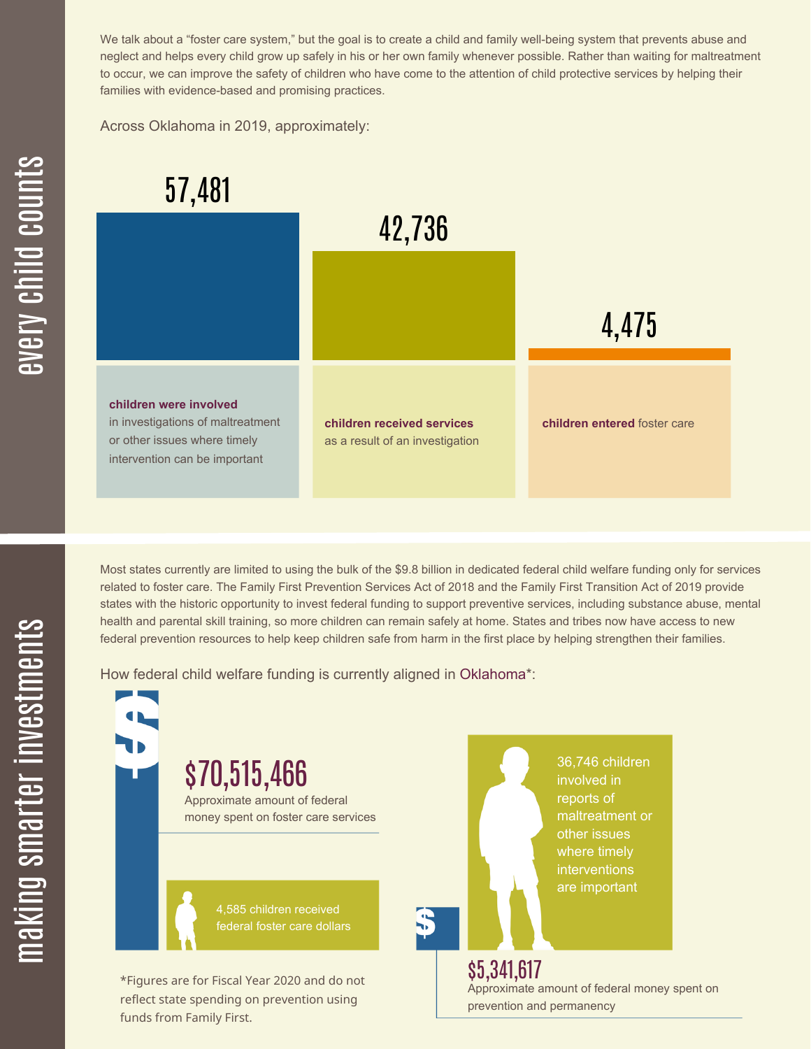## every child counts

We talk about a "foster care system," but the goal is to create a child and family well-being system that prevents abuse and neglect and helps every child grow up safely in his or her own family whenever possible. Rather than waiting for maltreatment to occur, we can improve the safety of children who have come to the attention of child protective services by helping their families with evidence-based and promising practices.

Across Oklahoma in 2019, approximately:

**57,481**

**children were involved** in investigations of maltreatment or other issues where timely intervention can be important

**42,736**

**children received services** as a result of an investigation

**4,475**

**children entered** foster care

## making smarter investments

Most states currently are limited to using the bulk of the $9.8 billion in dedicated federal child welfare funding only for services related to foster care. The Family First Prevention Services Act of 2018 and the Family First Transition Act of 2019 provide states with the historic opportunity to invest federal funding to support preventive services, including substance abuse, mental health and parental skill training, so more children can remain safely at home. States and tribes now have access to new federal prevention resources to help keep children safe from harm in the first place by helping strengthen their families.

How federal child welfare funding is currently aligned in Oklahoma*:

**$70,515,466**

Approximate amount of federal money spent on foster care services

4,585 children received federal foster care dollars

36,746 children involved in reports of maltreatment or other issues where timely interventions are important

**$5,341,617**

Approximate amount of federal money spent on prevention and permanency

*Figures are for Fiscal Year 2020 and do not reflect state spending on prevention using funds from Family First.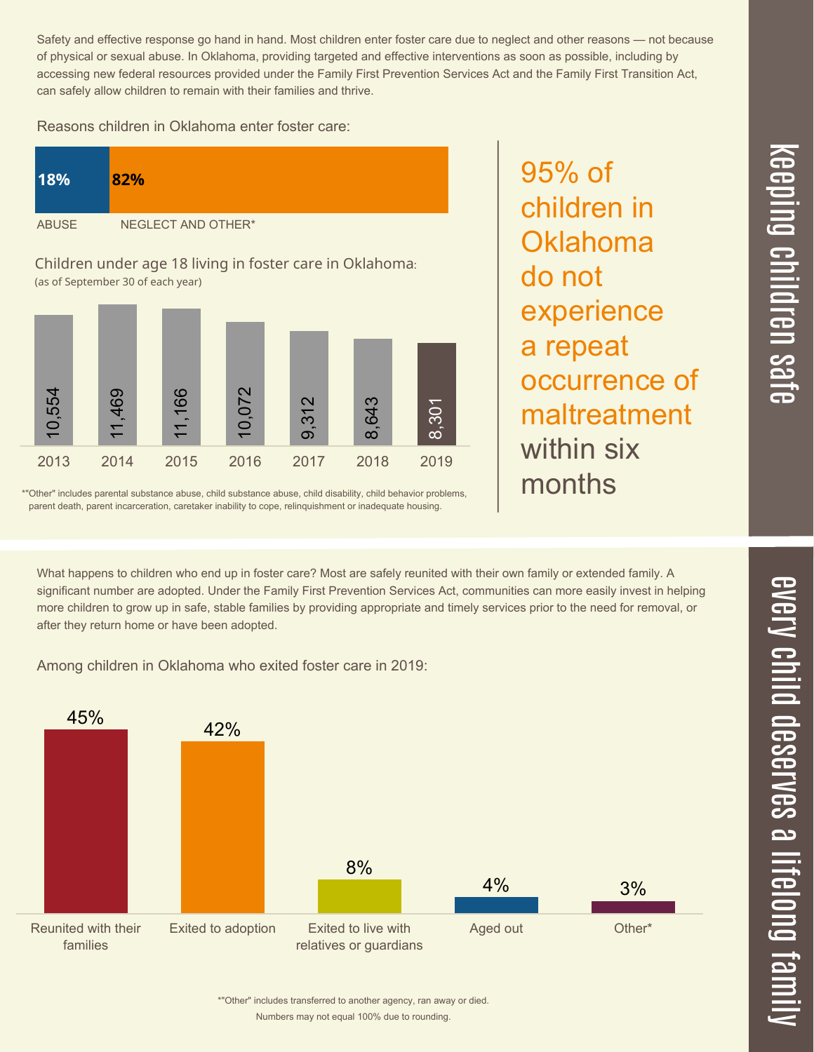## keeping children safe

Safety and effective response go hand in hand. Most children enter foster care due to neglect and other reasons — not because of physical or sexual abuse. In Oklahoma, providing targeted and effective interventions as soon as possible, including by accessing new federal resources provided under the Family First Prevention Services Act and the Family First Transition Act, can safely allow children to remain with their families and thrive.

Reasons children in Oklahoma enter foster care:

| ABUSE | NEGLECT AND OTHER* |
|---|---|
| 18% | 82% |

Children under age 18 living in foster care in Oklahoma:
(as of September 30 of each year)

| 2013 | 2014 | 2015 | 2016 | 2017 | 2018 | 2019 |
|---|---|---|---|---|---|---|
| 10,554 | 11,469 | 11,166 | 10,072 | 9,312 | 8,643 | 8,301 |

*"Other" includes parental substance abuse, child substance abuse, child disability, child behavior problems, parent death, parent incarceration, caretaker inability to cope, relinquishment or inadequate housing.

95% of children in Oklahoma do not experience a repeat occurrence of maltreatment within six months

## every child deserves a lifelong family

What happens to children who end up in foster care? Most are safely reunited with their own family or extended family. A significant number are adopted. Under the Family First Prevention Services Act, communities can more easily invest in helping more children to grow up in safe, stable families by providing appropriate and timely services prior to the need for removal, or after they return home or have been adopted.

Among children in Oklahoma who exited foster care in 2019:

| Reunited with their families | Exited to adoption | Exited to live with relatives or guardians | Aged out | Other* |
|---|---|---|---|---|
| 45% | 42% | 8% | 4% | 3% |

*"Other" includes transferred to another agency, ran away or died.
Numbers may not equal 100% due to rounding.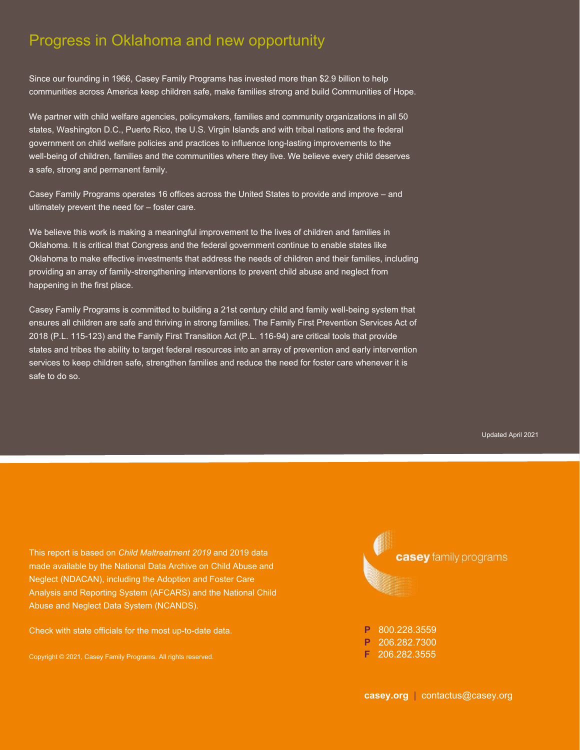## Progress in Oklahoma and new opportunity

Since our founding in 1966, Casey Family Programs has invested more than $2.9 billion to help communities across America keep children safe, make families strong and build Communities of Hope.

We partner with child welfare agencies, policymakers, families and community organizations in all 50 states, Washington D.C., Puerto Rico, the U.S. Virgin Islands and with tribal nations and the federal government on child welfare policies and practices to influence long-lasting improvements to the well-being of children, families and the communities where they live. We believe every child deserves a safe, strong and permanent family.

Casey Family Programs operates 16 offices across the United States to provide and improve – and ultimately prevent the need for – foster care.

We believe this work is making a meaningful improvement to the lives of children and families in Oklahoma. It is critical that Congress and the federal government continue to enable states like Oklahoma to make effective investments that address the needs of children and their families, including providing an array of family-strengthening interventions to prevent child abuse and neglect from happening in the first place.

Casey Family Programs is committed to building a 21st century child and family well-being system that ensures all children are safe and thriving in strong families. The Family First Prevention Services Act of 2018 (P.L. 115-123) and the Family First Transition Act (P.L. 116-94) are critical tools that provide states and tribes the ability to target federal resources into an array of prevention and early intervention services to keep children safe, strengthen families and reduce the need for foster care whenever it is safe to do so.

Updated April 2021

This report is based on *Child Maltreatment 2019* and 2019 data made available by the National Data Archive on Child Abuse and Neglect (NDACAN), including the Adoption and Foster Care Analysis and Reporting System (AFCARS) and the National Child Abuse and Neglect Data System (NCANDS).

Check with state officials for the most up-to-date data.

Copyright © 2021, Casey Family Programs. All rights reserved.

**casey** family programs

**P** 800.228.3559
**P** 206.282.7300
**F** 206.282.3555

**casey.org** | contactus@casey.org